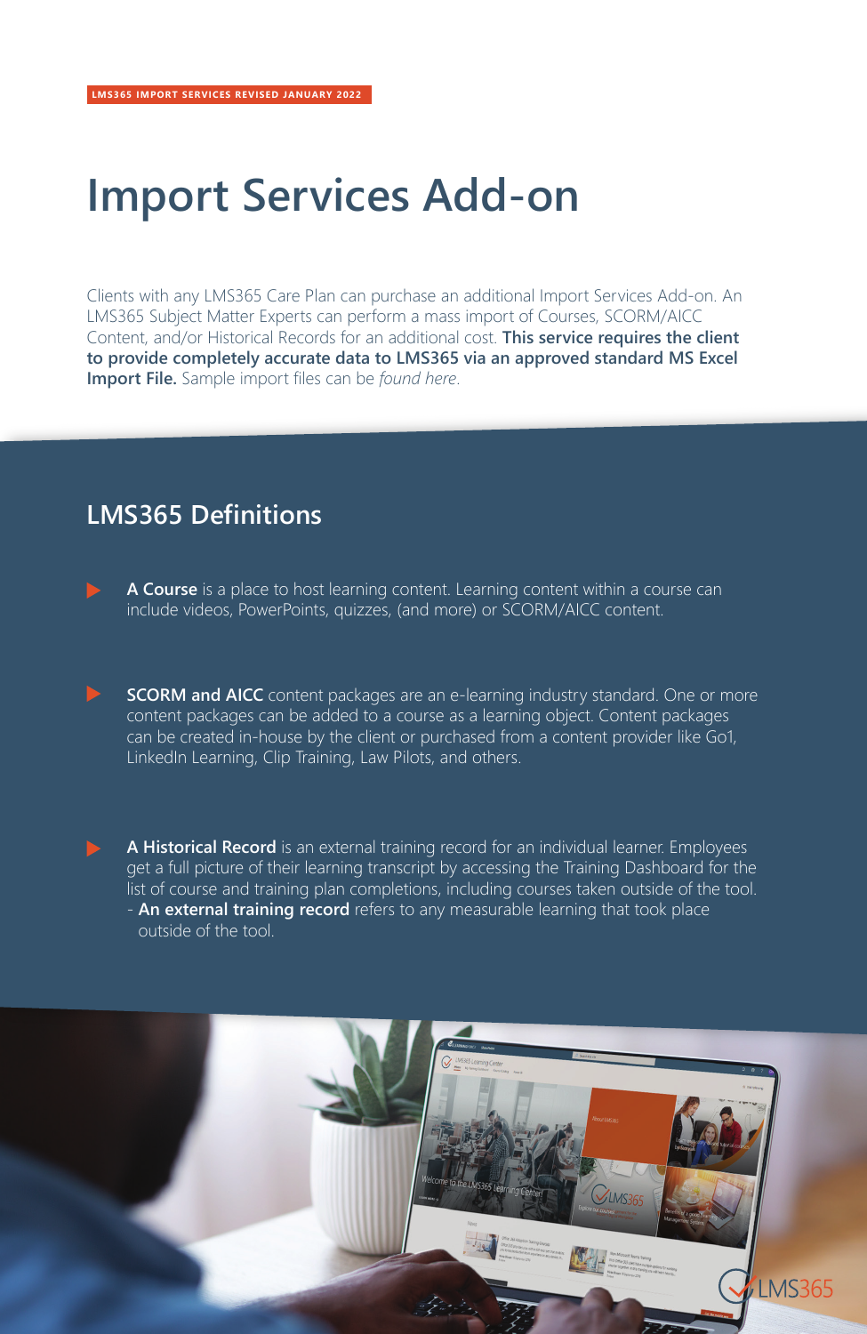LMS365 IMPORT SERVICES REVISED JANUARY 2022

# Import Services Add-on

Clients with any LMS365 Care Plan can purchase an additional Import Services Add-on. An LMS365 Subject Matter Experts can perform a mass import of Courses, SCORM/AICC Content, and/or Historical Records for an additional cost. **This service requires the client to provide completely accurate data to LMS365 via an approved standard MS Excel Import File.** Sample import files can be *found here*.

## LMS365 Definitions

- **A Course** is a place to host learning content. Learning content within a course can include videos, PowerPoints, quizzes, (and more) or SCORM/AICC content.

- **SCORM and AICC** content packages are an e-learning industry standard. One or more content packages can be added to a course as a learning object. Content packages can be created in-house by the client or purchased from a content provider like Go1, LinkedIn Learning, Clip Training, Law Pilots, and others.

- **A Historical Record** is an external training record for an individual learner. Employees get a full picture of their learning transcript by accessing the Training Dashboard for the list of course and training plan completions, including courses taken outside of the tool.
  - **An external training record** refers to any measurable learning that took place outside of the tool.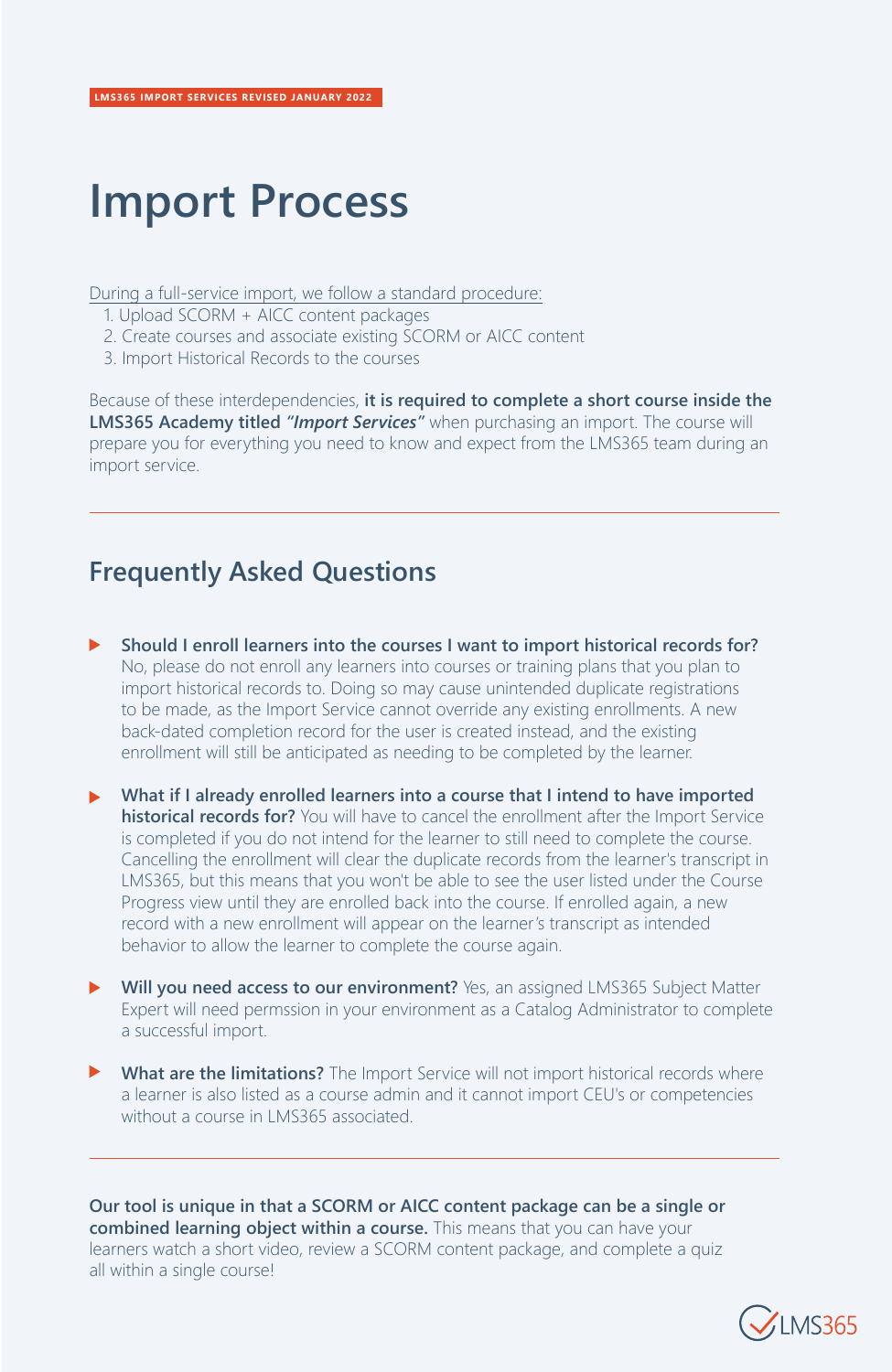LMS365 IMPORT SERVICES REVISED JANUARY 2022

# Import Process

During a full-service import, we follow a standard procedure:

1. Upload SCORM + AICC content packages
2. Create courses and associate existing SCORM or AICC content
3. Import Historical Records to the courses

Because of these interdependencies, **it is required to complete a short course inside the LMS365 Academy titled *"Import Services"*** when purchasing an import. The course will prepare you for everything you need to know and expect from the LMS365 team during an import service.

---

## Frequently Asked Questions

- **Should I enroll learners into the courses I want to import historical records for?** No, please do not enroll any learners into courses or training plans that you plan to import historical records to. Doing so may cause unintended duplicate registrations to be made, as the Import Service cannot override any existing enrollments. A new back-dated completion record for the user is created instead, and the existing enrollment will still be anticipated as needing to be completed by the learner.

- **What if I already enrolled learners into a course that I intend to have imported historical records for?** You will have to cancel the enrollment after the Import Service is completed if you do not intend for the learner to still need to complete the course. Cancelling the enrollment will clear the duplicate records from the learner's transcript in LMS365, but this means that you won't be able to see the user listed under the Course Progress view until they are enrolled back into the course. If enrolled again, a new record with a new enrollment will appear on the learner's transcript as intended behavior to allow the learner to complete the course again.

- **Will you need access to our environment?** Yes, an assigned LMS365 Subject Matter Expert will need permssion in your environment as a Catalog Administrator to complete a successful import.

- **What are the limitations?** The Import Service will not import historical records where a learner is also listed as a course admin and it cannot import CEU's or competencies without a course in LMS365 associated.

---

**Our tool is unique in that a SCORM or AICC content package can be a single or combined learning object within a course.** This means that you can have your learners watch a short video, review a SCORM content package, and complete a quiz all within a single course!

LMS365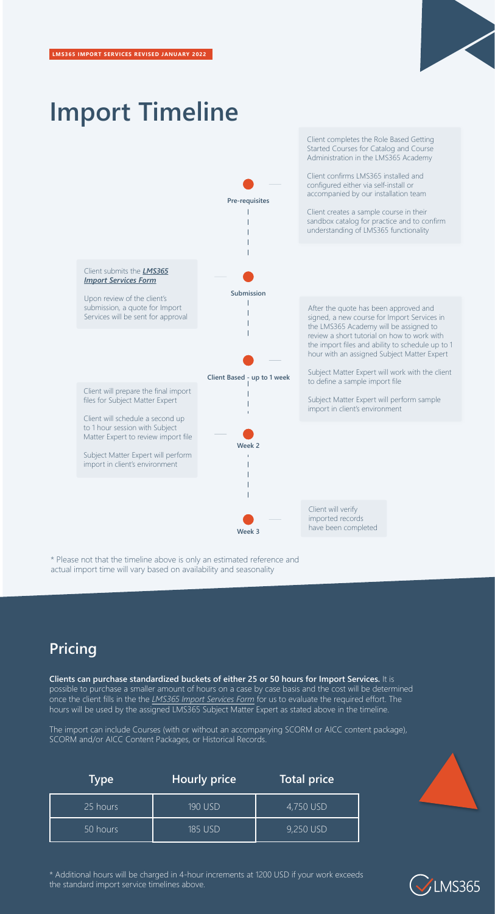LMS365 IMPORT SERVICES REVISED JANUARY 2022

# Import Timeline

**Pre-requisites**

- Client completes the Role Based Getting Started Courses for Catalog and Course Administration in the LMS365 Academy
- Client confirms LMS365 installed and configured either via self-install or accompanied by our installation team
- Client creates a sample course in their sandbox catalog for practice and to confirm understanding of LMS365 functionality

**Submission**

- Client submits the ***LMS365 Import Services Form***
- Upon review of the client's submission, a quote for Import Services will be sent for approval

**Client Based - up to 1 week**

- After the quote has been approved and signed, a new course for Import Services in the LMS365 Academy will be assigned to review a short tutorial on how to work with the import files and ability to schedule up to 1 hour with an assigned Subject Matter Expert
- Subject Matter Expert will work with the client to define a sample import file
- Subject Matter Expert will perform sample import in client's environment

**Week 2**

- Client will prepare the final import files for Subject Matter Expert
- Client will schedule a second up to 1 hour session with Subject Matter Expert to review import file
- Subject Matter Expert will perform import in client's environment

**Week 3**

- Client will verify imported records have been completed

\* Please not that the timeline above is only an estimated reference and actual import time will vary based on availability and seasonality

## Pricing

**Clients can purchase standardized buckets of either 25 or 50 hours for Import Services.** It is possible to purchase a smaller amount of hours on a case by case basis and the cost will be determined once the client fills in the the *LMS365 Import Services Form* for us to evaluate the required effort. The hours will be used by the assigned LMS365 Subject Matter Expert as stated above in the timeline.

The import can include Courses (with or without an accompanying SCORM or AICC content package), SCORM and/or AICC Content Packages, or Historical Records.

| Type | Hourly price | Total price |
|---|---|---|
| 25 hours | 190 USD | 4,750 USD |
| 50 hours | 185 USD | 9,250 USD |

\* Additional hours will be charged in 4-hour increments at 1200 USD if your work exceeds the standard import service timelines above.

LMS365